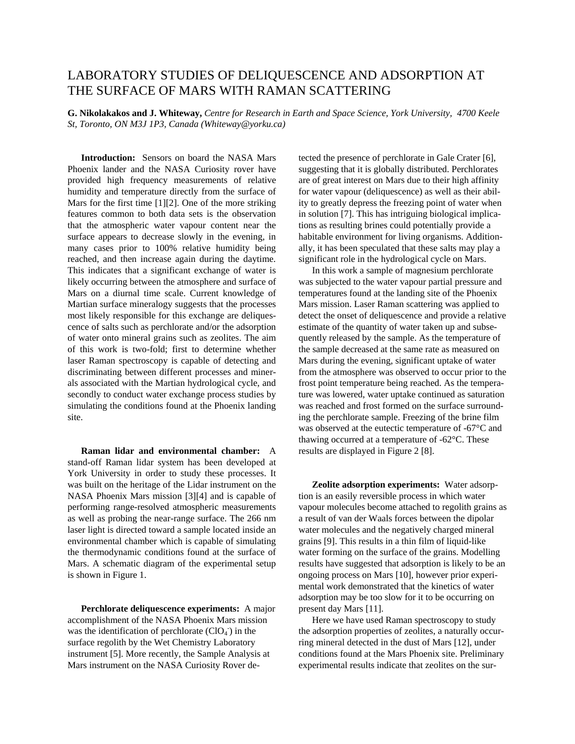# LABORATORY STUDIES OF DELIQUESCENCE AND ADSORPTION AT THE SURFACE OF MARS WITH RAMAN SCATTERING

**G. Nikolakakos and J. Whiteway,** *Centre for Research in Earth and Space Science, York University, 4700 Keele St, Toronto, ON M3J 1P3, Canada (Whiteway@yorku.ca)*

**Introduction:** Sensors on board the NASA Mars Phoenix lander and the NASA Curiosity rover have provided high frequency measurements of relative humidity and temperature directly from the surface of Mars for the first time [1][2]. One of the more striking features common to both data sets is the observation that the atmospheric water vapour content near the surface appears to decrease slowly in the evening, in many cases prior to 100% relative humidity being reached, and then increase again during the daytime. This indicates that a significant exchange of water is likely occurring between the atmosphere and surface of Mars on a diurnal time scale. Current knowledge of Martian surface mineralogy suggests that the processes most likely responsible for this exchange are deliquescence of salts such as perchlorate and/or the adsorption of water onto mineral grains such as zeolites. The aim of this work is two-fold; first to determine whether laser Raman spectroscopy is capable of detecting and discriminating between different processes and minerals associated with the Martian hydrological cycle, and secondly to conduct water exchange process studies by simulating the conditions found at the Phoenix landing site.

**Raman lidar and environmental chamber:** A stand-off Raman lidar system has been developed at York University in order to study these processes. It was built on the heritage of the Lidar instrument on the NASA Phoenix Mars mission [3][4] and is capable of performing range-resolved atmospheric measurements as well as probing the near-range surface. The 266 nm laser light is directed toward a sample located inside an environmental chamber which is capable of simulating the thermodynamic conditions found at the surface of Mars. A schematic diagram of the experimental setup is shown in Figure 1.

**Perchlorate deliquescence experiments:** A major accomplishment of the NASA Phoenix Mars mission was the identification of perchlorate ($ClO_4^-$) in the surface regolith by the Wet Chemistry Laboratory instrument [5]. More recently, the Sample Analysis at Mars instrument on the NASA Curiosity Rover detected the presence of perchlorate in Gale Crater [6], suggesting that it is globally distributed. Perchlorates are of great interest on Mars due to their high affinity for water vapour (deliquescence) as well as their ability to greatly depress the freezing point of water when in solution [7]. This has intriguing biological implications as resulting brines could potentially provide a habitable environment for living organisms. Additionally, it has been speculated that these salts may play a significant role in the hydrological cycle on Mars.

In this work a sample of magnesium perchlorate was subjected to the water vapour partial pressure and temperatures found at the landing site of the Phoenix Mars mission. Laser Raman scattering was applied to detect the onset of deliquescence and provide a relative estimate of the quantity of water taken up and subsequently released by the sample. As the temperature of the sample decreased at the same rate as measured on Mars during the evening, significant uptake of water from the atmosphere was observed to occur prior to the frost point temperature being reached. As the temperature was lowered, water uptake continued as saturation was reached and frost formed on the surface surrounding the perchlorate sample. Freezing of the brine film was observed at the eutectic temperature of -67°C and thawing occurred at a temperature of -62°C. These results are displayed in Figure 2 [8].

**Zeolite adsorption experiments:** Water adsorption is an easily reversible process in which water vapour molecules become attached to regolith grains as a result of van der Waals forces between the dipolar water molecules and the negatively charged mineral grains [9]. This results in a thin film of liquid-like water forming on the surface of the grains. Modelling results have suggested that adsorption is likely to be an ongoing process on Mars [10], however prior experimental work demonstrated that the kinetics of water adsorption may be too slow for it to be occurring on present day Mars [11].

Here we have used Raman spectroscopy to study the adsorption properties of zeolites, a naturally occurring mineral detected in the dust of Mars [12], under conditions found at the Mars Phoenix site. Preliminary experimental results indicate that zeolites on the sur-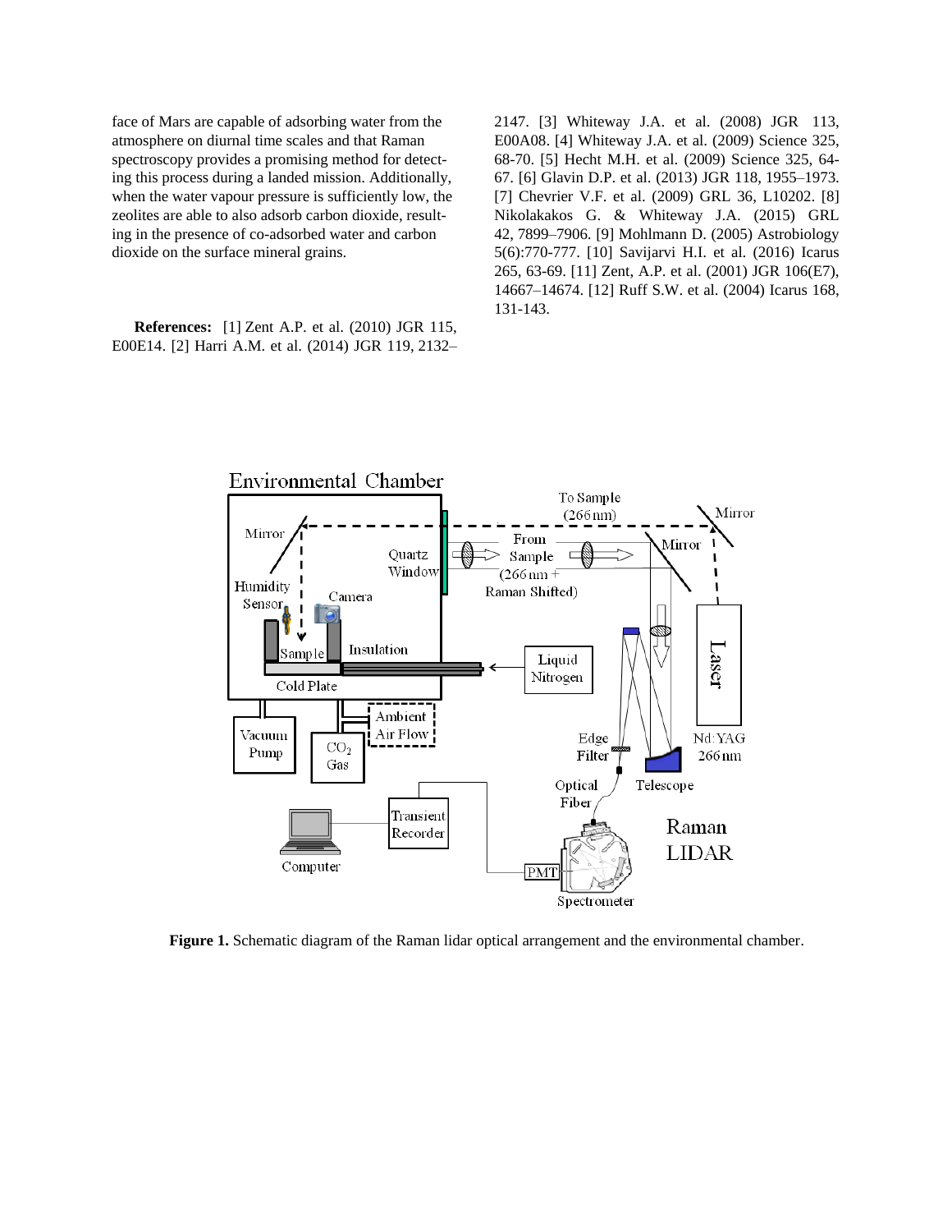face of Mars are capable of adsorbing water from the atmosphere on diurnal time scales and that Raman spectroscopy provides a promising method for detecting this process during a landed mission. Additionally, when the water vapour pressure is sufficiently low, the zeolites are able to also adsorb carbon dioxide, resulting in the presence of co-adsorbed water and carbon dioxide on the surface mineral grains.

**References:** [1] Zent A.P. et al. (2010) JGR 115, E00E14. [2] Harri A.M. et al. (2014) JGR 119, 2132–2147. [3] Whiteway J.A. et al. (2008) JGR 113, E00A08. [4] Whiteway J.A. et al. (2009) Science 325, 68-70. [5] Hecht M.H. et al. (2009) Science 325, 64-67. [6] Glavin D.P. et al. (2013) JGR 118, 1955–1973. [7] Chevrier V.F. et al. (2009) GRL 36, L10202. [8] Nikolakakos G. & Whiteway J.A. (2015) GRL 42, 7899–7906. [9] Mohlmann D. (2005) Astrobiology 5(6):770-777. [10] Savijarvi H.I. et al. (2016) Icarus 265, 63-69. [11] Zent, A.P. et al. (2001) JGR 106(E7), 14667–14674. [12] Ruff S.W. et al. (2004) Icarus 168, 131-143.

**Figure 1.** Schematic diagram of the Raman lidar optical arrangement and the environmental chamber.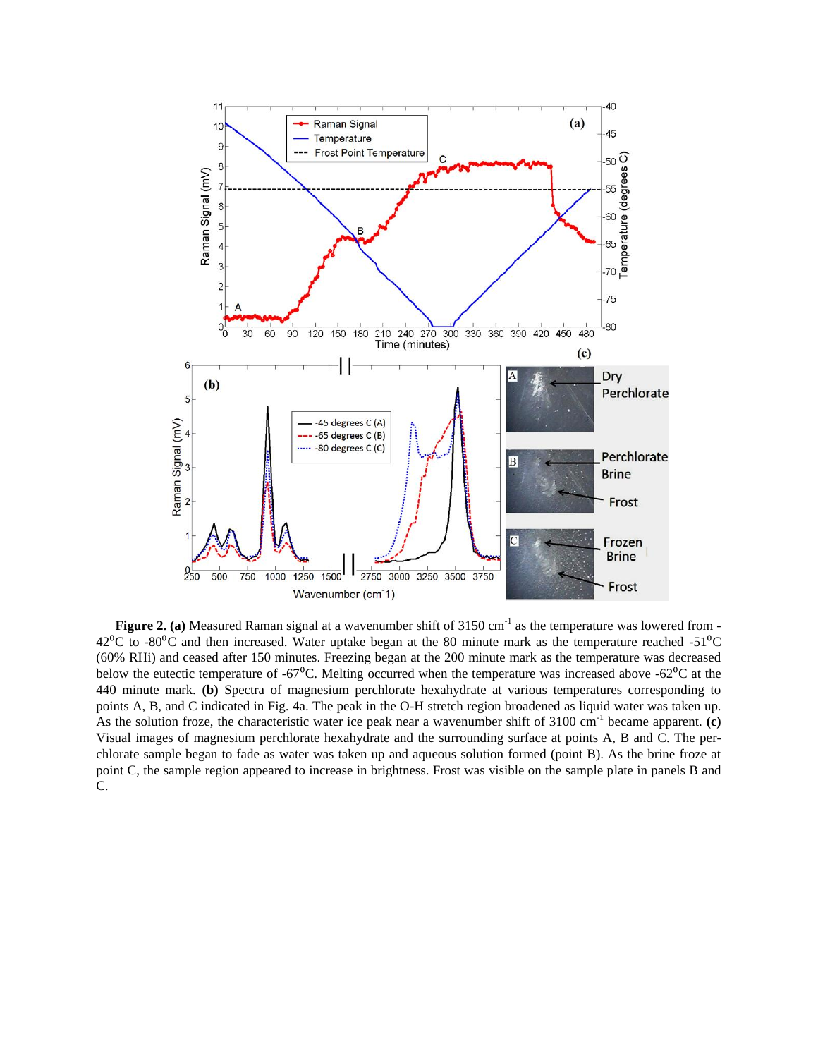(a)

Raman Signal

Temperature

Frost Point Temperature

Raman Signal (mV)

Temperature (degrees C)

Time (minutes)

A

B

C

11
10
9
8
7
6
5
4
3
2
1
0

-40
-45
-50
-55
-60
-65
-70
-75
-80

0 30 60 90 120 150 180 210 240 270 300 330 360 390 420 450 480

(b)

Raman Signal (mV)

-45 degrees C (A)

-65 degrees C (B)

-80 degrees C (C)

Wavenumber (cm-1)

6
5
4
3
2
1
0

250 500 750 1000 1250 1500 2750 3000 3250 3500 3750

(c)

A Dry Perchlorate

B Perchlorate Brine

Frost

C Frozen Brine

Frost

**Figure 2. (a)** Measured Raman signal at a wavenumber shift of 3150 $cm^{-1}$ as the temperature was lowered from -42$^{0}$C to -80$^{0}$C and then increased. Water uptake began at the 80 minute mark as the temperature reached -51$^{0}$C (60% RHi) and ceased after 150 minutes. Freezing began at the 200 minute mark as the temperature was decreased below the eutectic temperature of -67$^{0}$C. Melting occurred when the temperature was increased above -62$^{0}$C at the 440 minute mark. **(b)** Spectra of magnesium perchlorate hexahydrate at various temperatures corresponding to points A, B, and C indicated in Fig. 4a. The peak in the O-H stretch region broadened as liquid water was taken up. As the solution froze, the characteristic water ice peak near a wavenumber shift of 3100 $cm^{-1}$ became apparent. **(c)** Visual images of magnesium perchlorate hexahydrate and the surrounding surface at points A, B and C. The perchlorate sample began to fade as water was taken up and aqueous solution formed (point B). As the brine froze at point C, the sample region appeared to increase in brightness. Frost was visible on the sample plate in panels B and C.